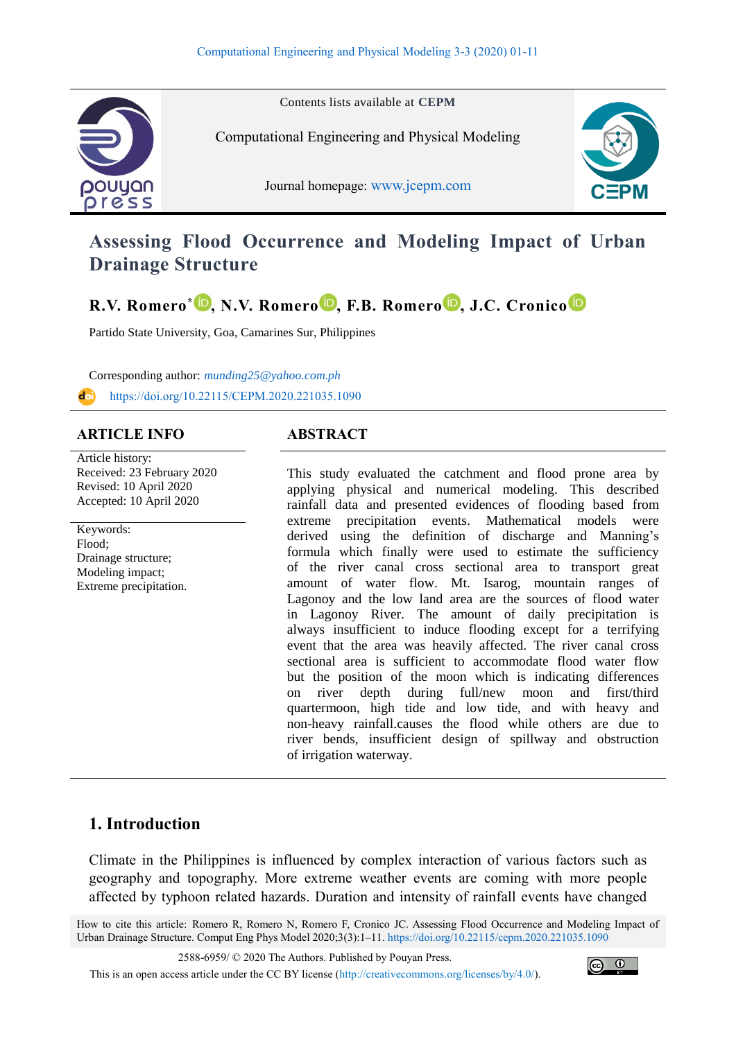Contents lists available at **CEPM**

Computational Engineering and Physical Modeling

Journal homepage: www.jcepm.com

# Assessing Flood Occurrence and Modeling Impact of Urban Drainage Structure

**R.V. Romero*, N.V. Romero, F.B. Romero, J.C. Cronico**

Partido State University, Goa, Camarines Sur, Philippines

Corresponding author: *munding25@yahoo.com.ph*

https://doi.org/10.22115/CEPM.2020.221035.1090

## ARTICLE INFO

Article history:
Received: 23 February 2020
Revised: 10 April 2020
Accepted: 10 April 2020

Keywords:
Flood;
Drainage structure;
Modeling impact;
Extreme precipitation.

## ABSTRACT

This study evaluated the catchment and flood prone area by applying physical and numerical modeling. This described rainfall data and presented evidences of flooding based from extreme precipitation events. Mathematical models were derived using the definition of discharge and Manning's formula which finally were used to estimate the sufficiency of the river canal cross sectional area to transport great amount of water flow. Mt. Isarog, mountain ranges of Lagonoy and the low land area are the sources of flood water in Lagonoy River. The amount of daily precipitation is always insufficient to induce flooding except for a terrifying event that the area was heavily affected. The river canal cross sectional area is sufficient to accommodate flood water flow but the position of the moon which is indicating differences on river depth during full/new moon and first/third quartermoon, high tide and low tide, and with heavy and non-heavy rainfall.causes the flood while others are due to river bends, insufficient design of spillway and obstruction of irrigation waterway.

## 1. Introduction

Climate in the Philippines is influenced by complex interaction of various factors such as geography and topography. More extreme weather events are coming with more people affected by typhoon related hazards. Duration and intensity of rainfall events have changed

How to cite this article: Romero R, Romero N, Romero F, Cronico JC. Assessing Flood Occurrence and Modeling Impact of Urban Drainage Structure. Comput Eng Phys Model 2020;3(3):1–11. https://doi.org/10.22115/cepm.2020.221035.1090

2588-6959/ © 2020 The Authors. Published by Pouyan Press.
This is an open access article under the CC BY license (http://creativecommons.org/licenses/by/4.0/).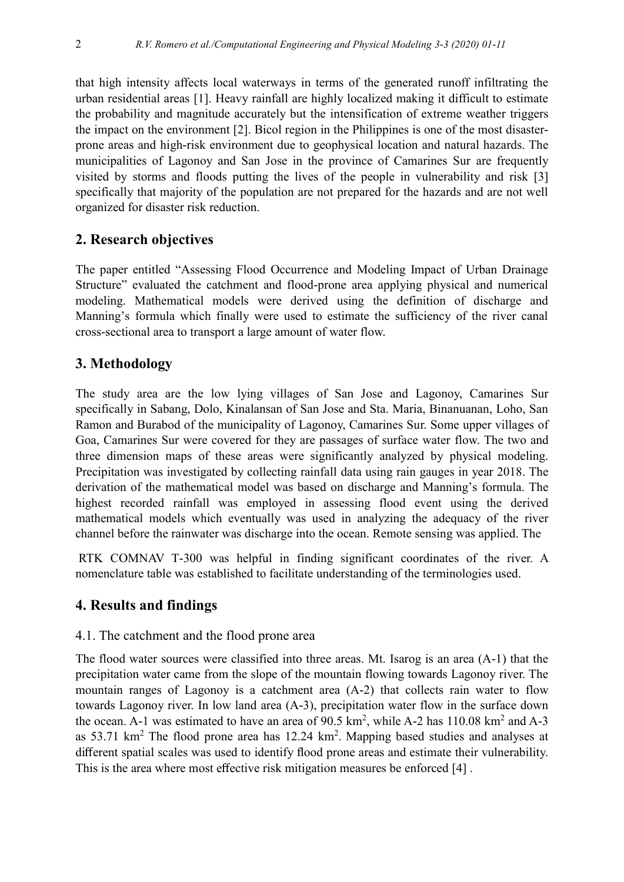that high intensity affects local waterways in terms of the generated runoff infiltrating the urban residential areas [1]. Heavy rainfall are highly localized making it difficult to estimate the probability and magnitude accurately but the intensification of extreme weather triggers the impact on the environment [2]. Bicol region in the Philippines is one of the most disaster-prone areas and high-risk environment due to geophysical location and natural hazards. The municipalities of Lagonoy and San Jose in the province of Camarines Sur are frequently visited by storms and floods putting the lives of the people in vulnerability and risk [3] specifically that majority of the population are not prepared for the hazards and are not well organized for disaster risk reduction.

## 2. Research objectives

The paper entitled "Assessing Flood Occurrence and Modeling Impact of Urban Drainage Structure" evaluated the catchment and flood-prone area applying physical and numerical modeling. Mathematical models were derived using the definition of discharge and Manning's formula which finally were used to estimate the sufficiency of the river canal cross-sectional area to transport a large amount of water flow.

## 3. Methodology

The study area are the low lying villages of San Jose and Lagonoy, Camarines Sur specifically in Sabang, Dolo, Kinalansan of San Jose and Sta. Maria, Binanuanan, Loho, San Ramon and Burabod of the municipality of Lagonoy, Camarines Sur. Some upper villages of Goa, Camarines Sur were covered for they are passages of surface water flow. The two and three dimension maps of these areas were significantly analyzed by physical modeling. Precipitation was investigated by collecting rainfall data using rain gauges in year 2018. The derivation of the mathematical model was based on discharge and Manning's formula. The highest recorded rainfall was employed in assessing flood event using the derived mathematical models which eventually was used in analyzing the adequacy of the river channel before the rainwater was discharge into the ocean. Remote sensing was applied. The RTK COMNAV T-300 was helpful in finding significant coordinates of the river. A nomenclature table was established to facilitate understanding of the terminologies used.

## 4. Results and findings

### 4.1. The catchment and the flood prone area

The flood water sources were classified into three areas. Mt. Isarog is an area (A-1) that the precipitation water came from the slope of the mountain flowing towards Lagonoy river. The mountain ranges of Lagonoy is a catchment area (A-2) that collects rain water to flow towards Lagonoy river. In low land area (A-3), precipitation water flow in the surface down the ocean. A-1 was estimated to have an area of 90.5 $km^2$, while A-2 has 110.08 $km^2$ and A-3 as 53.71 $km^2$ The flood prone area has 12.24 $km^2$. Mapping based studies and analyses at different spatial scales was used to identify flood prone areas and estimate their vulnerability. This is the area where most effective risk mitigation measures be enforced [4] .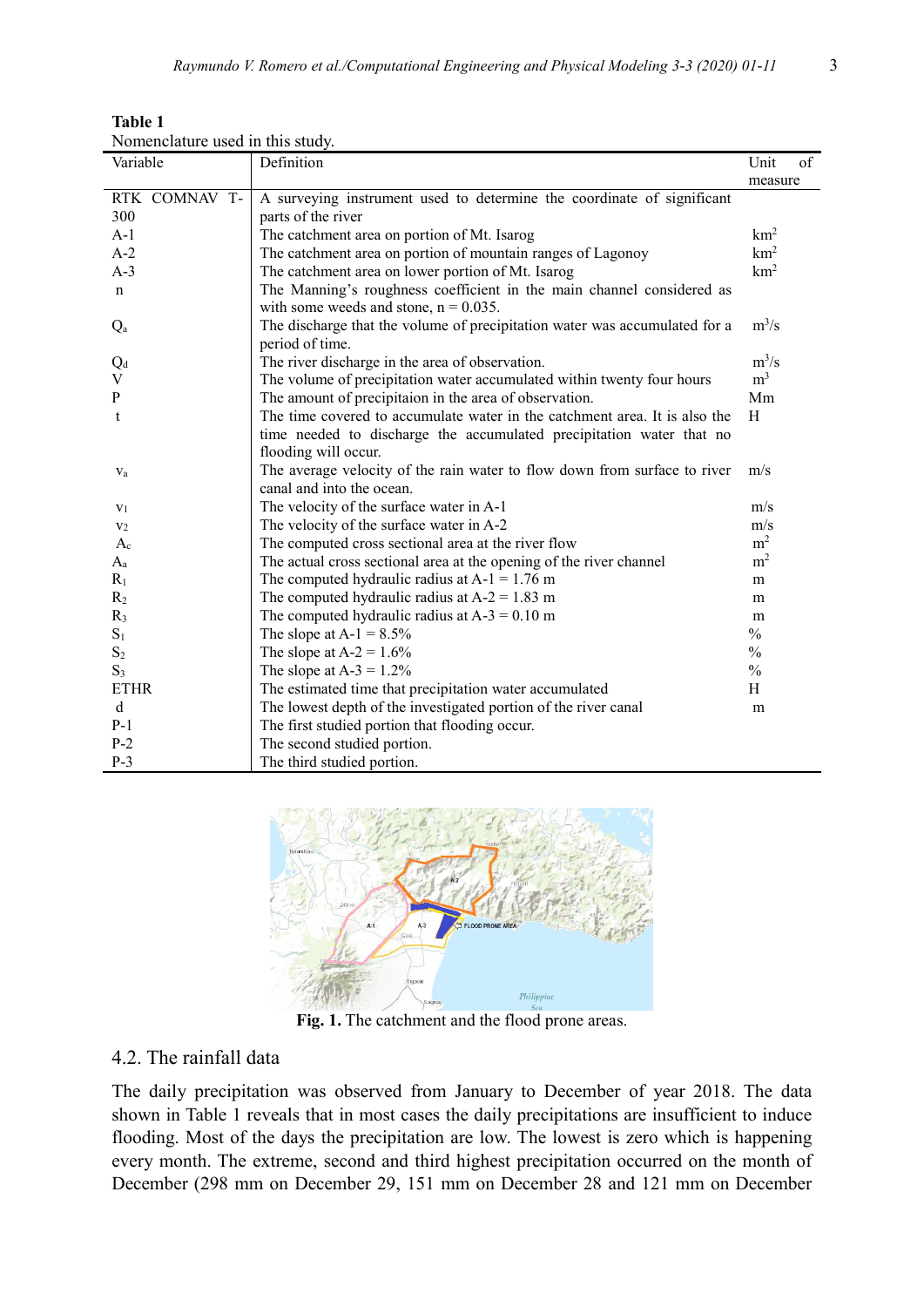**Table 1**

Nomenclature used in this study.

| Variable | Definition | Unit of measure |
|---|---|---|
| RTK COMNAV T-300 | A surveying instrument used to determine the coordinate of significant parts of the river | |
| A-1 | The catchment area on portion of Mt. Isarog | $km^2$ |
| A-2 | The catchment area on portion of mountain ranges of Lagonoy | $km^2$ |
| A-3 | The catchment area on lower portion of Mt. Isarog | $km^2$ |
| n | The Manning's roughness coefficient in the main channel considered as with some weeds and stone, n = 0.035. | |
| $Q_a$ | The discharge that the volume of precipitation water was accumulated for a period of time. | $m^3/s$ |
| $Q_d$ | The river discharge in the area of observation. | $m^3/s$ |
| V | The volume of precipitation water accumulated within twenty four hours | $m^3$ |
| P | The amount of precipitaion in the area of observation. | Mm |
| t | The time covered to accumulate water in the catchment area. It is also the time needed to discharge the accumulated precipitation water that no flooding will occur. | H |
| $v_a$ | The average velocity of the rain water to flow down from surface to river canal and into the ocean. | m/s |
| $v_1$ | The velocity of the surface water in A-1 | m/s |
| $v_2$ | The velocity of the surface water in A-2 | m/s |
| $A_c$ | The computed cross sectional area at the river flow | $m^2$ |
| $A_a$ | The actual cross sectional area at the opening of the river channel | $m^2$ |
| $R_1$ | The computed hydraulic radius at A-1 = 1.76 m | m |
| $R_2$ | The computed hydraulic radius at A-2 = 1.83 m | m |
| $R_3$ | The computed hydraulic radius at A-3 = 0.10 m | m |
| $S_1$ | The slope at A-1 = 8.5% | % |
| $S_2$ | The slope at A-2 = 1.6% | % |
| $S_3$ | The slope at A-3 = 1.2% | % |
| ETHR | The estimated time that precipitation water accumulated | H |
| d | The lowest depth of the investigated portion of the river canal | m |
| P-1 | The first studied portion that flooding occur. | |
| P-2 | The second studied portion. | |
| P-3 | The third studied portion. | |

**Fig. 1.** The catchment and the flood prone areas.

## 4.2. The rainfall data

The daily precipitation was observed from January to December of year 2018. The data shown in Table 1 reveals that in most cases the daily precipitations are insufficient to induce flooding. Most of the days the precipitation are low. The lowest is zero which is happening every month. The extreme, second and third highest precipitation occurred on the month of December (298 mm on December 29, 151 mm on December 28 and 121 mm on December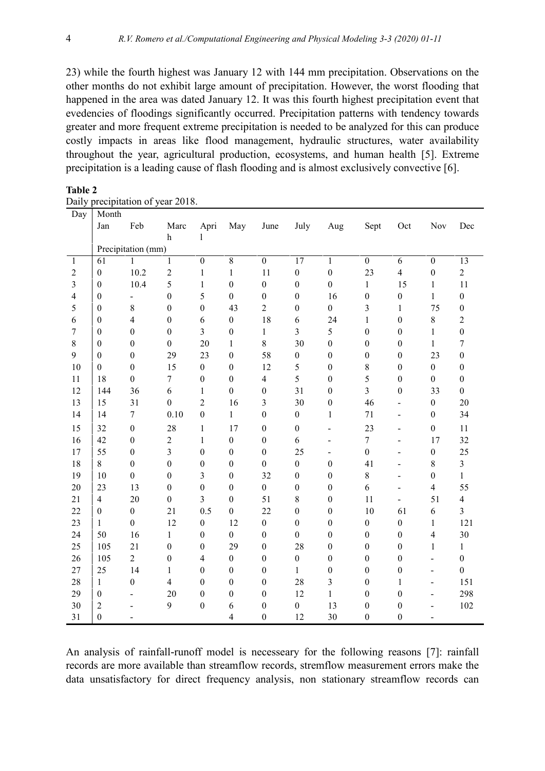23) while the fourth highest was January 12 with 144 mm precipitation. Observations on the other months do not exhibit large amount of precipitation. However, the worst flooding that happened in the area was dated January 12. It was this fourth highest precipitation event that evedencies of floodings significantly occurred. Precipitation patterns with tendency towards greater and more frequent extreme precipitation is needed to be analyzed for this can produce costly impacts in areas like flood management, hydraulic structures, water availability throughout the year, agricultural production, ecosystems, and human health [5]. Extreme precipitation is a leading cause of flash flooding and is almost exclusively convective [6].

**Table 2**

Daily precipitation of year 2018.

| Day | Month | | | | | | | | | | | |
|---|---|---|---|---|---|---|---|---|---|---|---|---|
| | Jan | Feb | March | April | May | June | July | Aug | Sept | Oct | Nov | Dec |
| | Precipitation (mm) | | | | | | | | | | | |
| 1 | 61 | 1 | 1 | 0 | 8 | 0 | 17 | 1 | 0 | 6 | 0 | 13 |
| 2 | 0 | 10.2 | 2 | 1 | 1 | 11 | 0 | 0 | 23 | 4 | 0 | 2 |
| 3 | 0 | 10.4 | 5 | 1 | 0 | 0 | 0 | 0 | 1 | 15 | 1 | 11 |
| 4 | 0 | - | 0 | 5 | 0 | 0 | 0 | 16 | 0 | 0 | 1 | 0 |
| 5 | 0 | 8 | 0 | 0 | 43 | 2 | 0 | 0 | 3 | 1 | 75 | 0 |
| 6 | 0 | 4 | 0 | 6 | 0 | 18 | 6 | 24 | 1 | 0 | 8 | 2 |
| 7 | 0 | 0 | 0 | 3 | 0 | 1 | 3 | 5 | 0 | 0 | 1 | 0 |
| 8 | 0 | 0 | 0 | 20 | 1 | 8 | 30 | 0 | 0 | 0 | 1 | 7 |
| 9 | 0 | 0 | 29 | 23 | 0 | 58 | 0 | 0 | 0 | 0 | 23 | 0 |
| 10 | 0 | 0 | 15 | 0 | 0 | 12 | 5 | 0 | 8 | 0 | 0 | 0 |
| 11 | 18 | 0 | 7 | 0 | 0 | 4 | 5 | 0 | 5 | 0 | 0 | 0 |
| 12 | 144 | 36 | 6 | 1 | 0 | 0 | 31 | 0 | 3 | 0 | 33 | 0 |
| 13 | 15 | 31 | 0 | 2 | 16 | 3 | 30 | 0 | 46 | - | 0 | 20 |
| 14 | 14 | 7 | 0.10 | 0 | 1 | 0 | 0 | 1 | 71 | - | 0 | 34 |
| 15 | 32 | 0 | 28 | 1 | 17 | 0 | 0 | - | 23 | - | 0 | 11 |
| 16 | 42 | 0 | 2 | 1 | 0 | 0 | 6 | - | 7 | - | 17 | 32 |
| 17 | 55 | 0 | 3 | 0 | 0 | 0 | 25 | - | 0 | - | 0 | 25 |
| 18 | 8 | 0 | 0 | 0 | 0 | 0 | 0 | 0 | 41 | - | 8 | 3 |
| 19 | 10 | 0 | 0 | 3 | 0 | 32 | 0 | 0 | 8 | - | 0 | 1 |
| 20 | 23 | 13 | 0 | 0 | 0 | 0 | 0 | 0 | 6 | - | 4 | 55 |
| 21 | 4 | 20 | 0 | 3 | 0 | 51 | 8 | 0 | 11 | - | 51 | 4 |
| 22 | 0 | 0 | 21 | 0.5 | 0 | 22 | 0 | 0 | 10 | 61 | 6 | 3 |
| 23 | 1 | 0 | 12 | 0 | 12 | 0 | 0 | 0 | 0 | 0 | 1 | 121 |
| 24 | 50 | 16 | 1 | 0 | 0 | 0 | 0 | 0 | 0 | 0 | 4 | 30 |
| 25 | 105 | 21 | 0 | 0 | 29 | 0 | 28 | 0 | 0 | 0 | 1 | 1 |
| 26 | 105 | 2 | 0 | 4 | 0 | 0 | 0 | 0 | 0 | 0 | - | 0 |
| 27 | 25 | 14 | 1 | 0 | 0 | 0 | 1 | 0 | 0 | 0 | - | 0 |
| 28 | 1 | 0 | 4 | 0 | 0 | 0 | 28 | 3 | 0 | 1 | - | 151 |
| 29 | 0 | - | 20 | 0 | 0 | 0 | 12 | 1 | 0 | 0 | - | 298 |
| 30 | 2 | - | 9 | 0 | 6 | 0 | 0 | 13 | 0 | 0 | - | 102 |
| 31 | 0 | - | | | 4 | 0 | 12 | 30 | 0 | 0 | - | |

An analysis of rainfall-runoff model is necesseary for the following reasons [7]: rainfall records are more available than streamflow records, stremflow measurement errors make the data unsatisfactory for direct frequency analysis, non stationary streamflow records can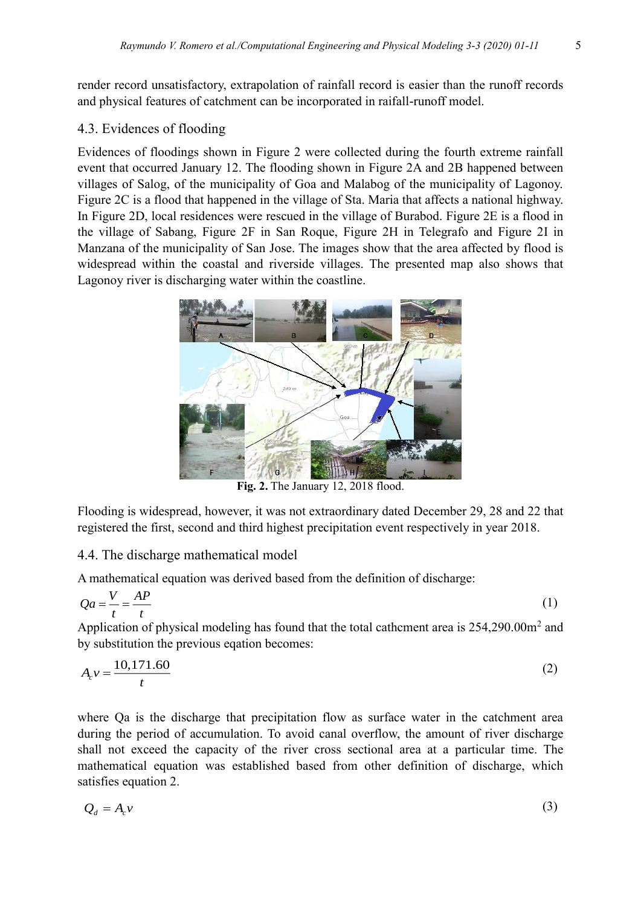render record unsatisfactory, extrapolation of rainfall record is easier than the runoff records and physical features of catchment can be incorporated in raifall-runoff model.

## 4.3. Evidences of flooding

Evidences of floodings shown in Figure 2 were collected during the fourth extreme rainfall event that occurred January 12. The flooding shown in Figure 2A and 2B happened between villages of Salog, of the municipality of Goa and Malabog of the municipality of Lagonoy. Figure 2C is a flood that happened in the village of Sta. Maria that affects a national highway. In Figure 2D, local residences were rescued in the village of Burabod. Figure 2E is a flood in the village of Sabang, Figure 2F in San Roque, Figure 2H in Telegrafo and Figure 2I in Manzana of the municipality of San Jose. The images show that the area affected by flood is widespread within the coastal and riverside villages. The presented map also shows that Lagonoy river is discharging water within the coastline.

**Fig. 2.** The January 12, 2018 flood.

Flooding is widespread, however, it was not extraordinary dated December 29, 28 and 22 that registered the first, second and third highest precipitation event respectively in year 2018.

## 4.4. The discharge mathematical model

A mathematical equation was derived based from the definition of discharge:

$$Qa = \frac{V}{t} = \frac{AP}{t} \tag{1}$$

Application of physical modeling has found that the total cathcment area is 254,290.00m$^2$ and by substitution the previous eqation becomes:

$$A_c v = \frac{10{,}171.60}{t} \tag{2}$$

where Qa is the discharge that precipitation flow as surface water in the catchment area during the period of accumulation. To avoid canal overflow, the amount of river discharge shall not exceed the capacity of the river cross sectional area at a particular time. The mathematical equation was established based from other definition of discharge, which satisfies equation 2.

$$Q_d = A_c v \tag{3}$$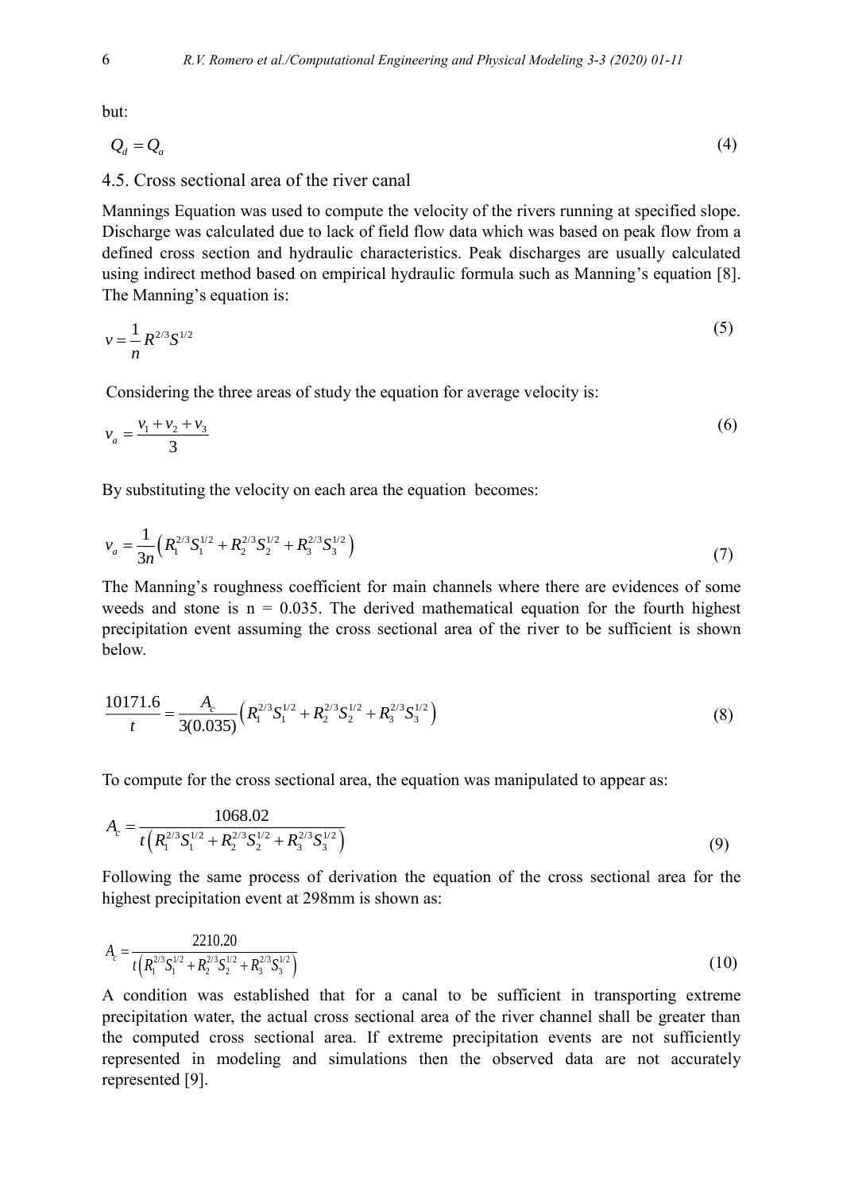but:

$$Q_d = Q_a \tag{4}$$

## 4.5. Cross sectional area of the river canal

Mannings Equation was used to compute the velocity of the rivers running at specified slope. Discharge was calculated due to lack of field flow data which was based on peak flow from a defined cross section and hydraulic characteristics. Peak discharges are usually calculated using indirect method based on empirical hydraulic formula such as Manning's equation [8]. The Manning's equation is:

$$v = \frac{1}{n} R^{2/3} S^{1/2} \tag{5}$$

Considering the three areas of study the equation for average velocity is:

$$v_a = \frac{v_1 + v_2 + v_3}{3} \tag{6}$$

By substituting the velocity on each area the equation becomes:

$$v_a = \frac{1}{3n}\left( R_1^{2/3} S_1^{1/2} + R_2^{2/3} S_2^{1/2} + R_3^{2/3} S_3^{1/2} \right) \tag{7}$$

The Manning's roughness coefficient for main channels where there are evidences of some weeds and stone is n = 0.035. The derived mathematical equation for the fourth highest precipitation event assuming the cross sectional area of the river to be sufficient is shown below.

$$\frac{10171.6}{t} = \frac{A_c}{3(0.035)}\left( R_1^{2/3} S_1^{1/2} + R_2^{2/3} S_2^{1/2} + R_3^{2/3} S_3^{1/2} \right) \tag{8}$$

To compute for the cross sectional area, the equation was manipulated to appear as:

$$A_c = \frac{1068.02}{t\left( R_1^{2/3} S_1^{1/2} + R_2^{2/3} S_2^{1/2} + R_3^{2/3} S_3^{1/2} \right)} \tag{9}$$

Following the same process of derivation the equation of the cross sectional area for the highest precipitation event at 298mm is shown as:

$$A_c = \frac{2210.20}{t\left( R_1^{2/3} S_1^{1/2} + R_2^{2/3} S_2^{1/2} + R_3^{2/3} S_3^{1/2} \right)} \tag{10}$$

A condition was established that for a canal to be sufficient in transporting extreme precipitation water, the actual cross sectional area of the river channel shall be greater than the computed cross sectional area. If extreme precipitation events are not sufficiently represented in modeling and simulations then the observed data are not accurately represented [9].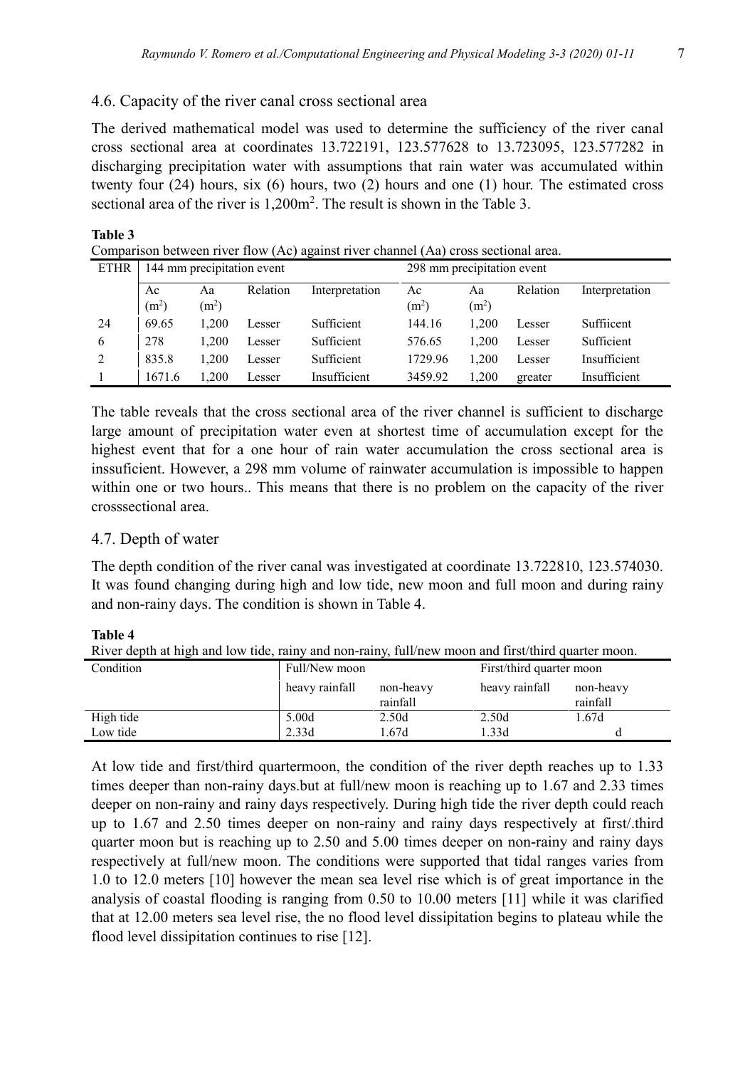### 4.6. Capacity of the river canal cross sectional area

The derived mathematical model was used to determine the sufficiency of the river canal cross sectional area at coordinates 13.722191, 123.577628 to 13.723095, 123.577282 in discharging precipitation water with assumptions that rain water was accumulated within twenty four (24) hours, six (6) hours, two (2) hours and one (1) hour. The estimated cross sectional area of the river is 1,200m$^2$. The result is shown in the Table 3.

**Table 3**

Comparison between river flow (Ac) against river channel (Aa) cross sectional area.

| ETHR | 144 mm precipitation event | | | | 298 mm precipitation event | | | |
|---|---|---|---|---|---|---|---|---|
| | Ac (m$^2$) | Aa (m$^2$) | Relation | Interpretation | Ac (m$^2$) | Aa (m$^2$) | Relation | Interpretation |
| 24 | 69.65 | 1,200 | Lesser | Sufficient | 144.16 | 1,200 | Lesser | Suffiicent |
| 6 | 278 | 1,200 | Lesser | Sufficient | 576.65 | 1,200 | Lesser | Sufficient |
| 2 | 835.8 | 1,200 | Lesser | Sufficient | 1729.96 | 1,200 | Lesser | Insufficient |
| 1 | 1671.6 | 1,200 | Lesser | Insufficient | 3459.92 | 1,200 | greater | Insufficient |

The table reveals that the cross sectional area of the river channel is sufficient to discharge large amount of precipitation water even at shortest time of accumulation except for the highest event that for a one hour of rain water accumulation the cross sectional area is inssuficient. However, a 298 mm volume of rainwater accumulation is impossible to happen within one or two hours.. This means that there is no problem on the capacity of the river crosssectional area.

### 4.7. Depth of water

The depth condition of the river canal was investigated at coordinate 13.722810, 123.574030. It was found changing during high and low tide, new moon and full moon and during rainy and non-rainy days. The condition is shown in Table 4.

**Table 4**

River depth at high and low tide, rainy and non-rainy, full/new moon and first/third quarter moon.

| Condition | Full/New moon | | First/third quarter moon | |
|---|---|---|---|---|
| | heavy rainfall | non-heavy rainfall | heavy rainfall | non-heavy rainfall |
| High tide | 5.00d | 2.50d | 2.50d | 1.67d |
| Low tide | 2.33d | 1.67d | 1.33d | d |

At low tide and first/third quartermoon, the condition of the river depth reaches up to 1.33 times deeper than non-rainy days.but at full/new moon is reaching up to 1.67 and 2.33 times deeper on non-rainy and rainy days respectively. During high tide the river depth could reach up to 1.67 and 2.50 times deeper on non-rainy and rainy days respectively at first/.third quarter moon but is reaching up to 2.50 and 5.00 times deeper on non-rainy and rainy days respectively at full/new moon. The conditions were supported that tidal ranges varies from 1.0 to 12.0 meters [10] however the mean sea level rise which is of great importance in the analysis of coastal flooding is ranging from 0.50 to 10.00 meters [11] while it was clarified that at 12.00 meters sea level rise, the no flood level dissipitation begins to plateau while the flood level dissipitation continues to rise [12].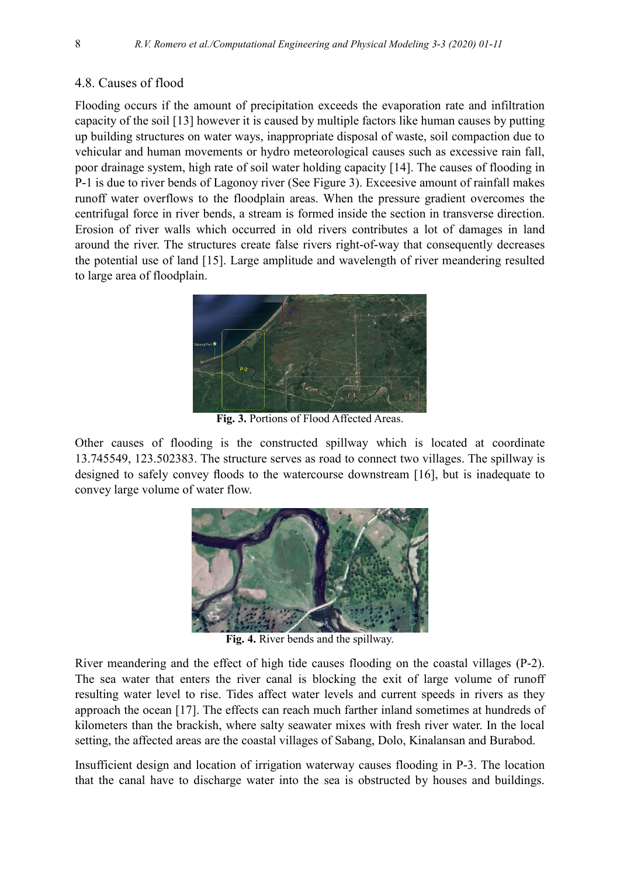## 4.8. Causes of flood

Flooding occurs if the amount of precipitation exceeds the evaporation rate and infiltration capacity of the soil [13] however it is caused by multiple factors like human causes by putting up building structures on water ways, inappropriate disposal of waste, soil compaction due to vehicular and human movements or hydro meteorological causes such as excessive rain fall, poor drainage system, high rate of soil water holding capacity [14]. The causes of flooding in P-1 is due to river bends of Lagonoy river (See Figure 3). Exceesive amount of rainfall makes runoff water overflows to the floodplain areas. When the pressure gradient overcomes the centrifugal force in river bends, a stream is formed inside the section in transverse direction. Erosion of river walls which occurred in old rivers contributes a lot of damages in land around the river. The structures create false rivers right-of-way that consequently decreases the potential use of land [15]. Large amplitude and wavelength of river meandering resulted to large area of floodplain.

**Fig. 3.** Portions of Flood Affected Areas.

Other causes of flooding is the constructed spillway which is located at coordinate 13.745549, 123.502383. The structure serves as road to connect two villages. The spillway is designed to safely convey floods to the watercourse downstream [16], but is inadequate to convey large volume of water flow.

**Fig. 4.** River bends and the spillway.

River meandering and the effect of high tide causes flooding on the coastal villages (P-2). The sea water that enters the river canal is blocking the exit of large volume of runoff resulting water level to rise. Tides affect water levels and current speeds in rivers as they approach the ocean [17]. The effects can reach much farther inland sometimes at hundreds of kilometers than the brackish, where salty seawater mixes with fresh river water. In the local setting, the affected areas are the coastal villages of Sabang, Dolo, Kinalansan and Burabod.

Insufficient design and location of irrigation waterway causes flooding in P-3. The location that the canal have to discharge water into the sea is obstructed by houses and buildings.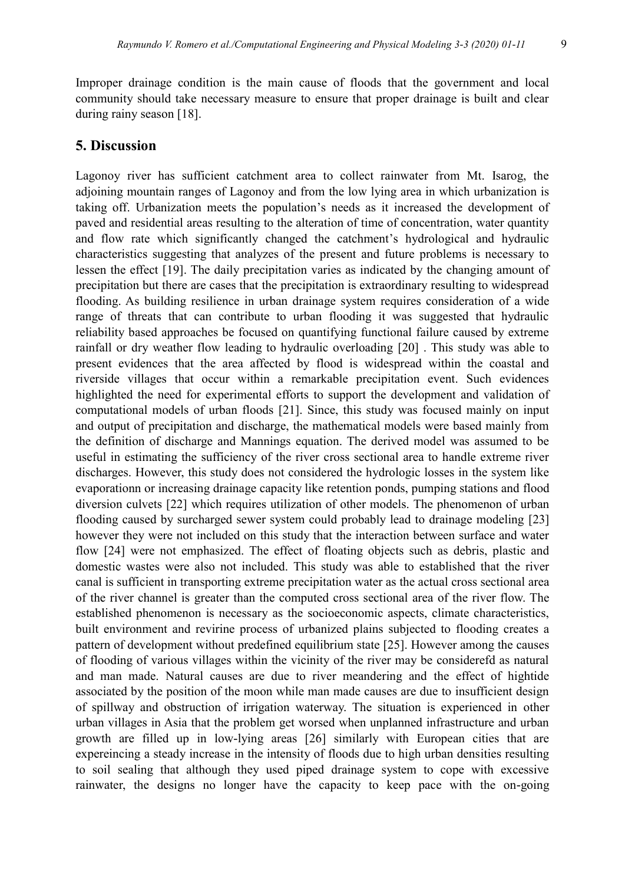Improper drainage condition is the main cause of floods that the government and local community should take necessary measure to ensure that proper drainage is built and clear during rainy season [18].

## 5. Discussion

Lagonoy river has sufficient catchment area to collect rainwater from Mt. Isarog, the adjoining mountain ranges of Lagonoy and from the low lying area in which urbanization is taking off. Urbanization meets the population's needs as it increased the development of paved and residential areas resulting to the alteration of time of concentration, water quantity and flow rate which significantly changed the catchment's hydrological and hydraulic characteristics suggesting that analyzes of the present and future problems is necessary to lessen the effect [19]. The daily precipitation varies as indicated by the changing amount of precipitation but there are cases that the precipitation is extraordinary resulting to widespread flooding. As building resilience in urban drainage system requires consideration of a wide range of threats that can contribute to urban flooding it was suggested that hydraulic reliability based approaches be focused on quantifying functional failure caused by extreme rainfall or dry weather flow leading to hydraulic overloading [20] . This study was able to present evidences that the area affected by flood is widespread within the coastal and riverside villages that occur within a remarkable precipitation event. Such evidences highlighted the need for experimental efforts to support the development and validation of computational models of urban floods [21]. Since, this study was focused mainly on input and output of precipitation and discharge, the mathematical models were based mainly from the definition of discharge and Mannings equation. The derived model was assumed to be useful in estimating the sufficiency of the river cross sectional area to handle extreme river discharges. However, this study does not considered the hydrologic losses in the system like evaporationn or increasing drainage capacity like retention ponds, pumping stations and flood diversion culvets [22] which requires utilization of other models. The phenomenon of urban flooding caused by surcharged sewer system could probably lead to drainage modeling [23] however they were not included on this study that the interaction between surface and water flow [24] were not emphasized. The effect of floating objects such as debris, plastic and domestic wastes were also not included. This study was able to established that the river canal is sufficient in transporting extreme precipitation water as the actual cross sectional area of the river channel is greater than the computed cross sectional area of the river flow. The established phenomenon is necessary as the socioeconomic aspects, climate characteristics, built environment and revirine process of urbanized plains subjected to flooding creates a pattern of development without predefined equilibrium state [25]. However among the causes of flooding of various villages within the vicinity of the river may be considerefd as natural and man made. Natural causes are due to river meandering and the effect of hightide associated by the position of the moon while man made causes are due to insufficient design of spillway and obstruction of irrigation waterway. The situation is experienced in other urban villages in Asia that the problem get worsed when unplanned infrastructure and urban growth are filled up in low-lying areas [26] similarly with European cities that are expereincing a steady increase in the intensity of floods due to high urban densities resulting to soil sealing that although they used piped drainage system to cope with excessive rainwater, the designs no longer have the capacity to keep pace with the on-going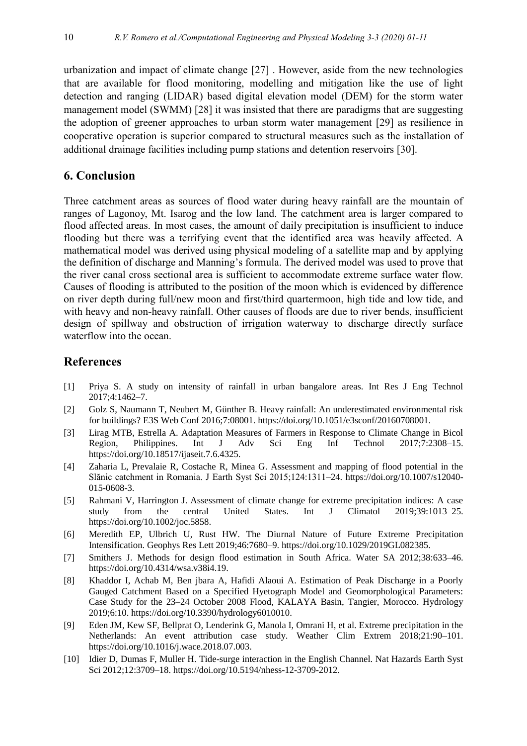urbanization and impact of climate change [27] . However, aside from the new technologies that are available for flood monitoring, modelling and mitigation like the use of light detection and ranging (LIDAR) based digital elevation model (DEM) for the storm water management model (SWMM) [28] it was insisted that there are paradigms that are suggesting the adoption of greener approaches to urban storm water management [29] as resilience in cooperative operation is superior compared to structural measures such as the installation of additional drainage facilities including pump stations and detention reservoirs [30].

## 6. Conclusion

Three catchment areas as sources of flood water during heavy rainfall are the mountain of ranges of Lagonoy, Mt. Isarog and the low land. The catchment area is larger compared to flood affected areas. In most cases, the amount of daily precipitation is insufficient to induce flooding but there was a terrifying event that the identified area was heavily affected. A mathematical model was derived using physical modeling of a satellite map and by applying the definition of discharge and Manning's formula. The derived model was used to prove that the river canal cross sectional area is sufficient to accommodate extreme surface water flow. Causes of flooding is attributed to the position of the moon which is evidenced by difference on river depth during full/new moon and first/third quartermoon, high tide and low tide, and with heavy and non-heavy rainfall. Other causes of floods are due to river bends, insufficient design of spillway and obstruction of irrigation waterway to discharge directly surface waterflow into the ocean.

## References

[1] Priya S. A study on intensity of rainfall in urban bangalore areas. Int Res J Eng Technol 2017;4:1462–7.

[2] Golz S, Naumann T, Neubert M, Günther B. Heavy rainfall: An underestimated environmental risk for buildings? E3S Web Conf 2016;7:08001. https://doi.org/10.1051/e3sconf/20160708001.

[3] Lirag MTB, Estrella A. Adaptation Measures of Farmers in Response to Climate Change in Bicol Region, Philippines. Int J Adv Sci Eng Inf Technol 2017;7:2308–15. https://doi.org/10.18517/ijaseit.7.6.4325.

[4] Zaharia L, Prevalaie R, Costache R, Minea G. Assessment and mapping of flood potential in the Slănic catchment in Romania. J Earth Syst Sci 2015;124:1311–24. https://doi.org/10.1007/s12040-015-0608-3.

[5] Rahmani V, Harrington J. Assessment of climate change for extreme precipitation indices: A case study from the central United States. Int J Climatol 2019;39:1013–25. https://doi.org/10.1002/joc.5858.

[6] Meredith EP, Ulbrich U, Rust HW. The Diurnal Nature of Future Extreme Precipitation Intensification. Geophys Res Lett 2019;46:7680–9. https://doi.org/10.1029/2019GL082385.

[7] Smithers J. Methods for design flood estimation in South Africa. Water SA 2012;38:633–46. https://doi.org/10.4314/wsa.v38i4.19.

[8] Khaddor I, Achab M, Ben jbara A, Hafidi Alaoui A. Estimation of Peak Discharge in a Poorly Gauged Catchment Based on a Specified Hyetograph Model and Geomorphological Parameters: Case Study for the 23–24 October 2008 Flood, KALAYA Basin, Tangier, Morocco. Hydrology 2019;6:10. https://doi.org/10.3390/hydrology6010010.

[9] Eden JM, Kew SF, Bellprat O, Lenderink G, Manola I, Omrani H, et al. Extreme precipitation in the Netherlands: An event attribution case study. Weather Clim Extrem 2018;21:90–101. https://doi.org/10.1016/j.wace.2018.07.003.

[10] Idier D, Dumas F, Muller H. Tide-surge interaction in the English Channel. Nat Hazards Earth Syst Sci 2012;12:3709–18. https://doi.org/10.5194/nhess-12-3709-2012.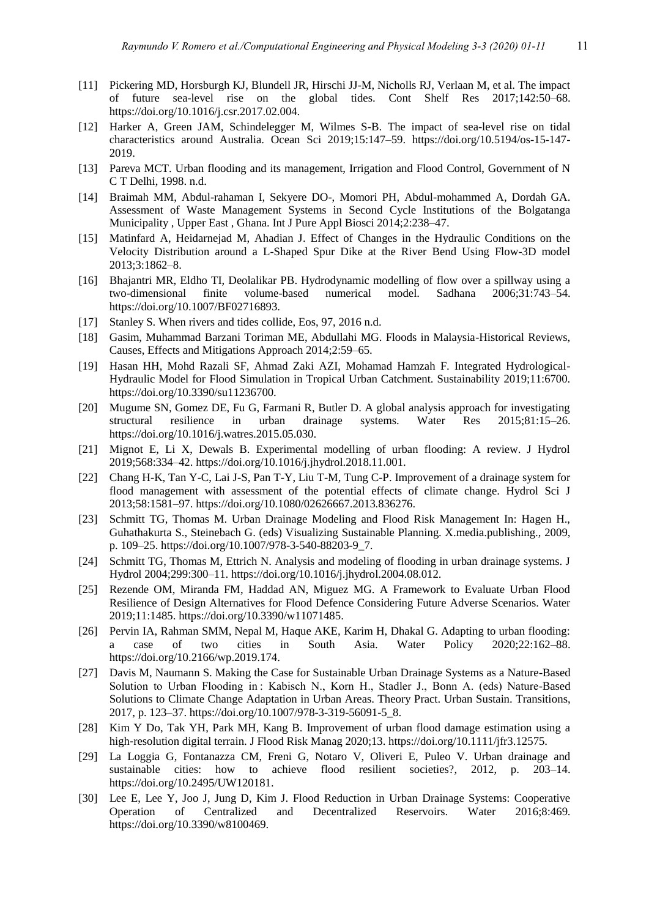[11] Pickering MD, Horsburgh KJ, Blundell JR, Hirschi JJ-M, Nicholls RJ, Verlaan M, et al. The impact of future sea-level rise on the global tides. Cont Shelf Res 2017;142:50–68. https://doi.org/10.1016/j.csr.2017.02.004.

[12] Harker A, Green JAM, Schindelegger M, Wilmes S-B. The impact of sea-level rise on tidal characteristics around Australia. Ocean Sci 2019;15:147–59. https://doi.org/10.5194/os-15-147-2019.

[13] Pareva MCT. Urban flooding and its management, Irrigation and Flood Control, Government of N C T Delhi, 1998. n.d.

[14] Braimah MM, Abdul-rahaman I, Sekyere DO-, Momori PH, Abdul-mohammed A, Dordah GA. Assessment of Waste Management Systems in Second Cycle Institutions of the Bolgatanga Municipality , Upper East , Ghana. Int J Pure Appl Biosci 2014;2:238–47.

[15] Matinfard A, Heidarnejad M, Ahadian J. Effect of Changes in the Hydraulic Conditions on the Velocity Distribution around a L-Shaped Spur Dike at the River Bend Using Flow-3D model 2013;3:1862–8.

[16] Bhajantri MR, Eldho TI, Deolalikar PB. Hydrodynamic modelling of flow over a spillway using a two-dimensional finite volume-based numerical model. Sadhana 2006;31:743–54. https://doi.org/10.1007/BF02716893.

[17] Stanley S. When rivers and tides collide, Eos, 97, 2016 n.d.

[18] Gasim, Muhammad Barzani Toriman ME, Abdullahi MG. Floods in Malaysia-Historical Reviews, Causes, Effects and Mitigations Approach 2014;2:59–65.

[19] Hasan HH, Mohd Razali SF, Ahmad Zaki AZI, Mohamad Hamzah F. Integrated Hydrological-Hydraulic Model for Flood Simulation in Tropical Urban Catchment. Sustainability 2019;11:6700. https://doi.org/10.3390/su11236700.

[20] Mugume SN, Gomez DE, Fu G, Farmani R, Butler D. A global analysis approach for investigating structural resilience in urban drainage systems. Water Res 2015;81:15–26. https://doi.org/10.1016/j.watres.2015.05.030.

[21] Mignot E, Li X, Dewals B. Experimental modelling of urban flooding: A review. J Hydrol 2019;568:334–42. https://doi.org/10.1016/j.jhydrol.2018.11.001.

[22] Chang H-K, Tan Y-C, Lai J-S, Pan T-Y, Liu T-M, Tung C-P. Improvement of a drainage system for flood management with assessment of the potential effects of climate change. Hydrol Sci J 2013;58:1581–97. https://doi.org/10.1080/02626667.2013.836276.

[23] Schmitt TG, Thomas M. Urban Drainage Modeling and Flood Risk Management In: Hagen H., Guhathakurta S., Steinebach G. (eds) Visualizing Sustainable Planning. X.media.publishing., 2009, p. 109–25. https://doi.org/10.1007/978-3-540-88203-9_7.

[24] Schmitt TG, Thomas M, Ettrich N. Analysis and modeling of flooding in urban drainage systems. J Hydrol 2004;299:300–11. https://doi.org/10.1016/j.jhydrol.2004.08.012.

[25] Rezende OM, Miranda FM, Haddad AN, Miguez MG. A Framework to Evaluate Urban Flood Resilience of Design Alternatives for Flood Defence Considering Future Adverse Scenarios. Water 2019;11:1485. https://doi.org/10.3390/w11071485.

[26] Pervin IA, Rahman SMM, Nepal M, Haque AKE, Karim H, Dhakal G. Adapting to urban flooding: a case of two cities in South Asia. Water Policy 2020;22:162–88. https://doi.org/10.2166/wp.2019.174.

[27] Davis M, Naumann S. Making the Case for Sustainable Urban Drainage Systems as a Nature-Based Solution to Urban Flooding in : Kabisch N., Korn H., Stadler J., Bonn A. (eds) Nature-Based Solutions to Climate Change Adaptation in Urban Areas. Theory Pract. Urban Sustain. Transitions, 2017, p. 123–37. https://doi.org/10.1007/978-3-319-56091-5_8.

[28] Kim Y Do, Tak YH, Park MH, Kang B. Improvement of urban flood damage estimation using a high-resolution digital terrain. J Flood Risk Manag 2020;13. https://doi.org/10.1111/jfr3.12575.

[29] La Loggia G, Fontanazza CM, Freni G, Notaro V, Oliveri E, Puleo V. Urban drainage and sustainable cities: how to achieve flood resilient societies?, 2012, p. 203–14. https://doi.org/10.2495/UW120181.

[30] Lee E, Lee Y, Joo J, Jung D, Kim J. Flood Reduction in Urban Drainage Systems: Cooperative Operation of Centralized and Decentralized Reservoirs. Water 2016;8:469. https://doi.org/10.3390/w8100469.